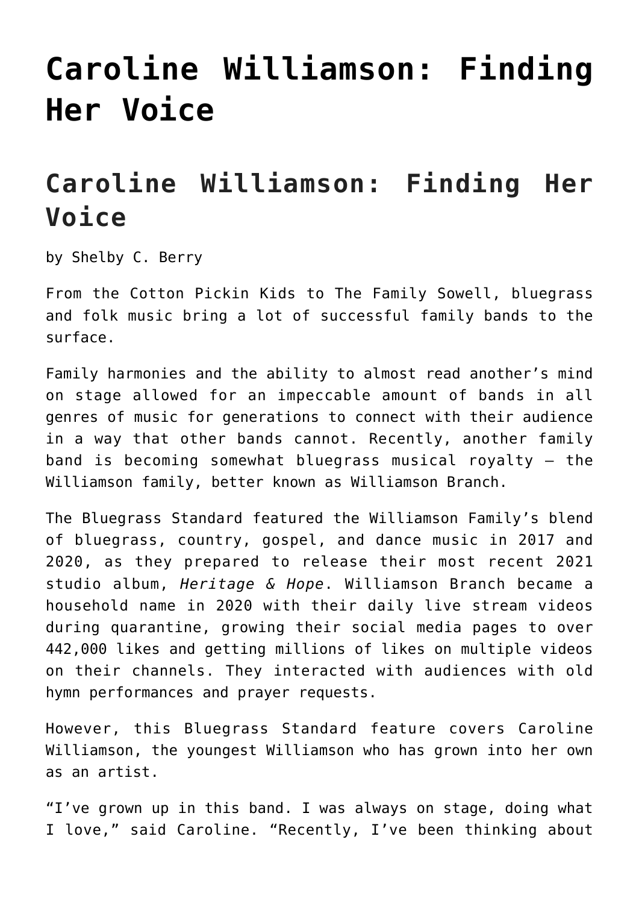# Caroline Williamson: Finding Her Voice

## Caroline Williamson: Finding Her Voice

by Shelby C. Berry

From the Cotton Pickin Kids to The Family Sowell, bluegrass and folk music bring a lot of successful family bands to the surface.

Family harmonies and the ability to almost read another's mind on stage allowed for an impeccable amount of bands in all genres of music for generations to connect with their audience in a way that other bands cannot. Recently, another family band is becoming somewhat bluegrass musical royalty – the Williamson family, better known as Williamson Branch.

The Bluegrass Standard featured the Williamson Family's blend of bluegrass, country, gospel, and dance music in 2017 and 2020, as they prepared to release their most recent 2021 studio album, *Heritage & Hope*. Williamson Branch became a household name in 2020 with their daily live stream videos during quarantine, growing their social media pages to over 442,000 likes and getting millions of likes on multiple videos on their channels. They interacted with audiences with old hymn performances and prayer requests.

However, this Bluegrass Standard feature covers Caroline Williamson, the youngest Williamson who has grown into her own as an artist.

"I've grown up in this band. I was always on stage, doing what I love," said Caroline. "Recently, I've been thinking about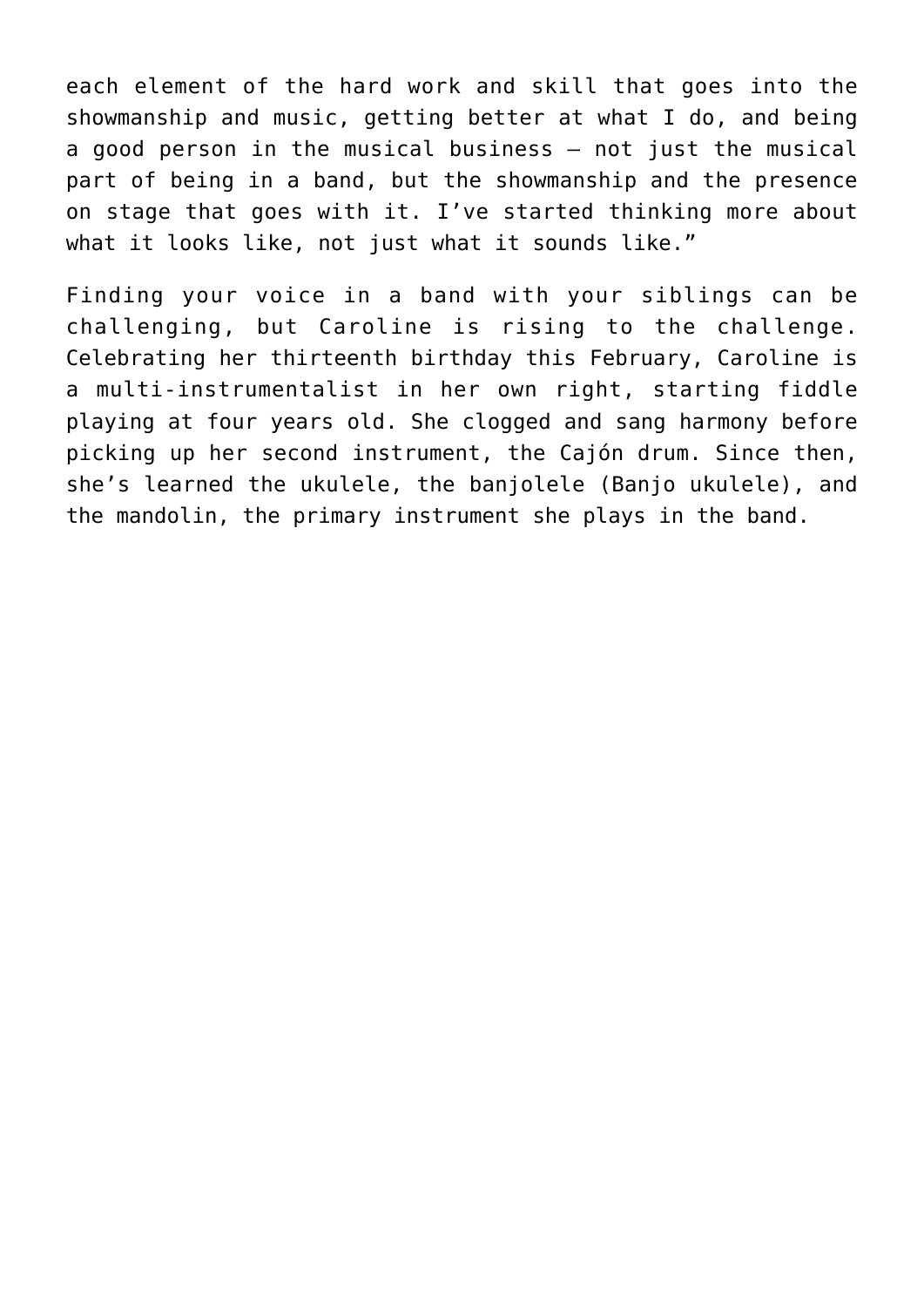each element of the hard work and skill that goes into the showmanship and music, getting better at what I do, and being a good person in the musical business – not just the musical part of being in a band, but the showmanship and the presence on stage that goes with it. I've started thinking more about what it looks like, not just what it sounds like."

Finding your voice in a band with your siblings can be challenging, but Caroline is rising to the challenge. Celebrating her thirteenth birthday this February, Caroline is a multi-instrumentalist in her own right, starting fiddle playing at four years old. She clogged and sang harmony before picking up her second instrument, the Cajón drum. Since then, she's learned the ukulele, the banjolele (Banjo ukulele), and the mandolin, the primary instrument she plays in the band.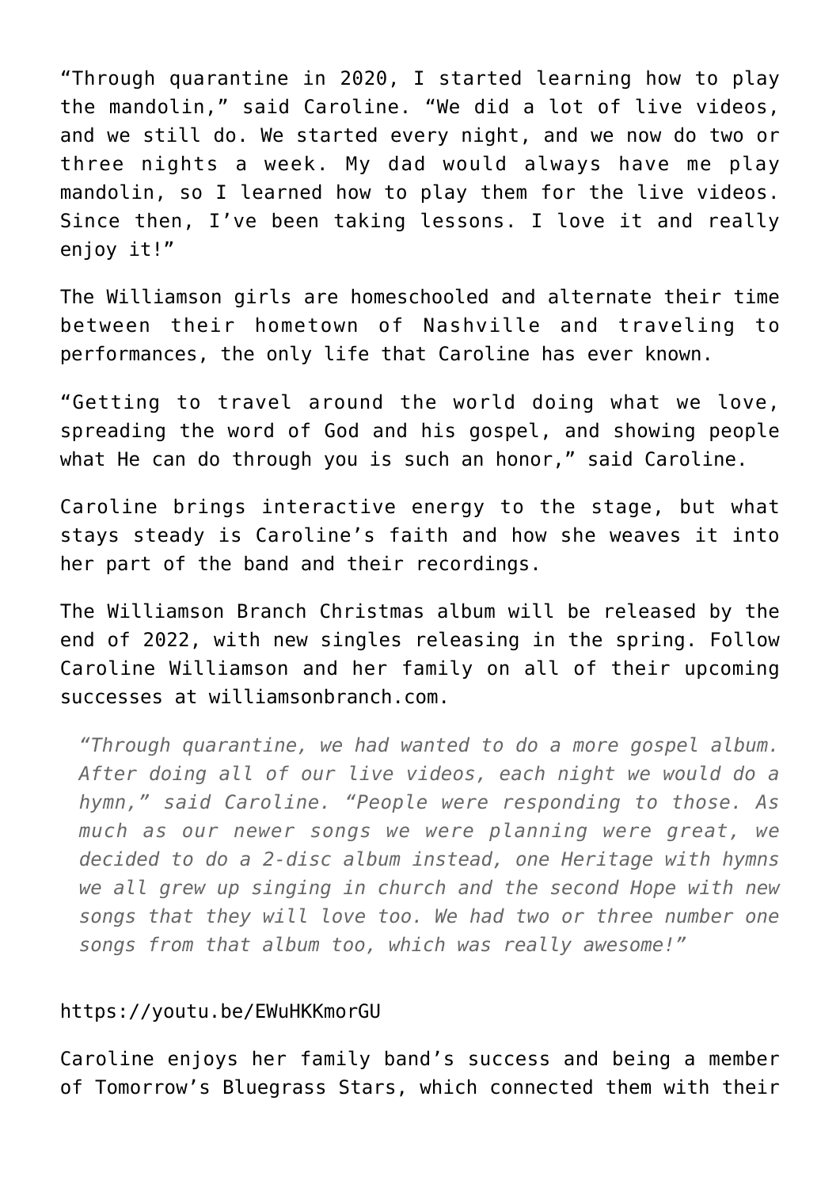"Through quarantine in 2020, I started learning how to play the mandolin," said Caroline. "We did a lot of live videos, and we still do. We started every night, and we now do two or three nights a week. My dad would always have me play mandolin, so I learned how to play them for the live videos. Since then, I've been taking lessons. I love it and really enjoy it!"

The Williamson girls are homeschooled and alternate their time between their hometown of Nashville and traveling to performances, the only life that Caroline has ever known.

"Getting to travel around the world doing what we love, spreading the word of God and his gospel, and showing people what He can do through you is such an honor," said Caroline.

Caroline brings interactive energy to the stage, but what stays steady is Caroline's faith and how she weaves it into her part of the band and their recordings.

The Williamson Branch Christmas album will be released by the end of 2022, with new singles releasing in the spring. Follow Caroline Williamson and her family on all of their upcoming successes at williamsonbranch.com.

> *"Through quarantine, we had wanted to do a more gospel album. After doing all of our live videos, each night we would do a hymn," said Caroline. "People were responding to those. As much as our newer songs we were planning were great, we decided to do a 2-disc album instead, one Heritage with hymns we all grew up singing in church and the second Hope with new songs that they will love too. We had two or three number one songs from that album too, which was really awesome!"*

https://youtu.be/EWuHKKmorGU

Caroline enjoys her family band's success and being a member of Tomorrow's Bluegrass Stars, which connected them with their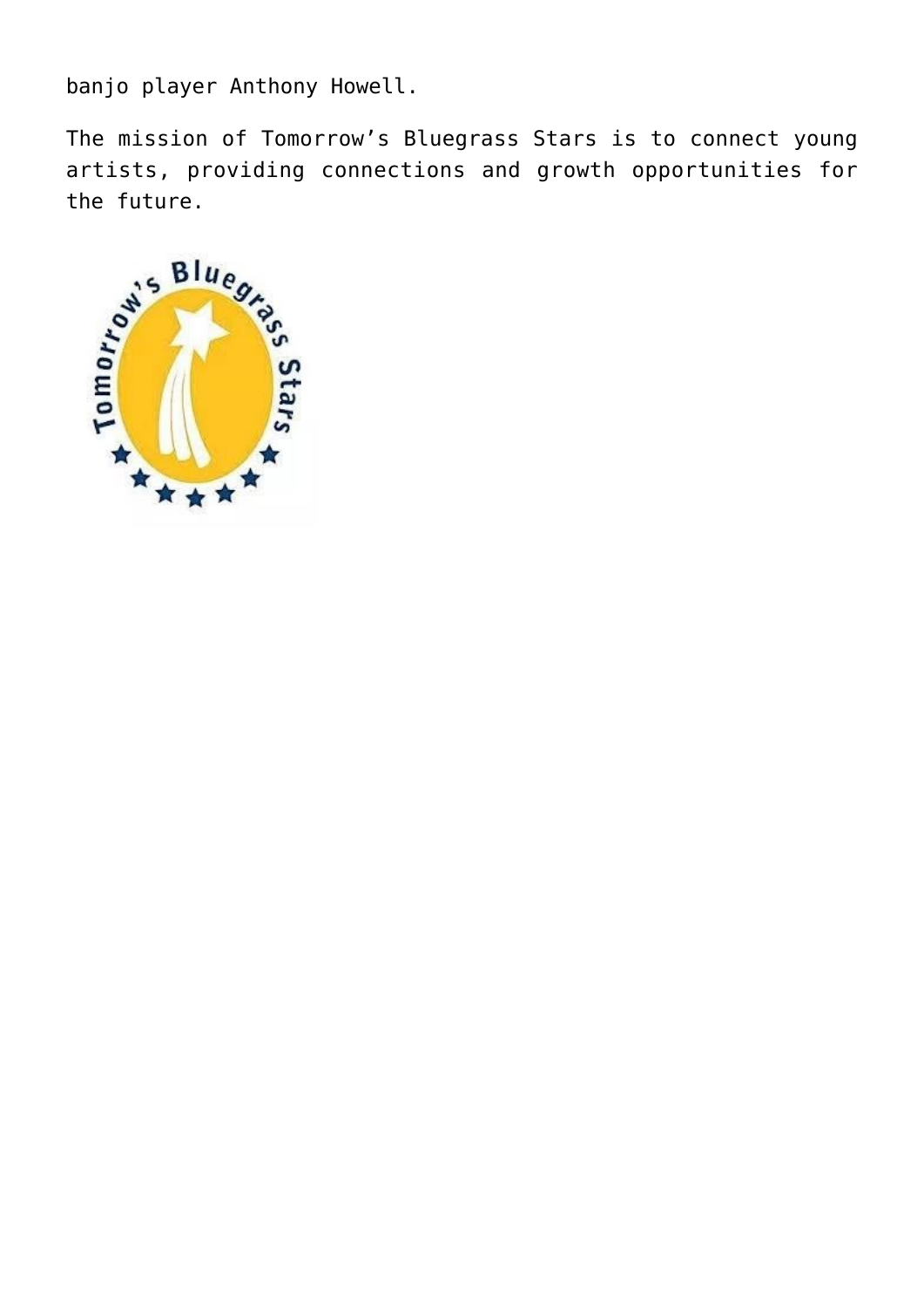banjo player Anthony Howell.

The mission of Tomorrow's Bluegrass Stars is to connect young artists, providing connections and growth opportunities for the future.